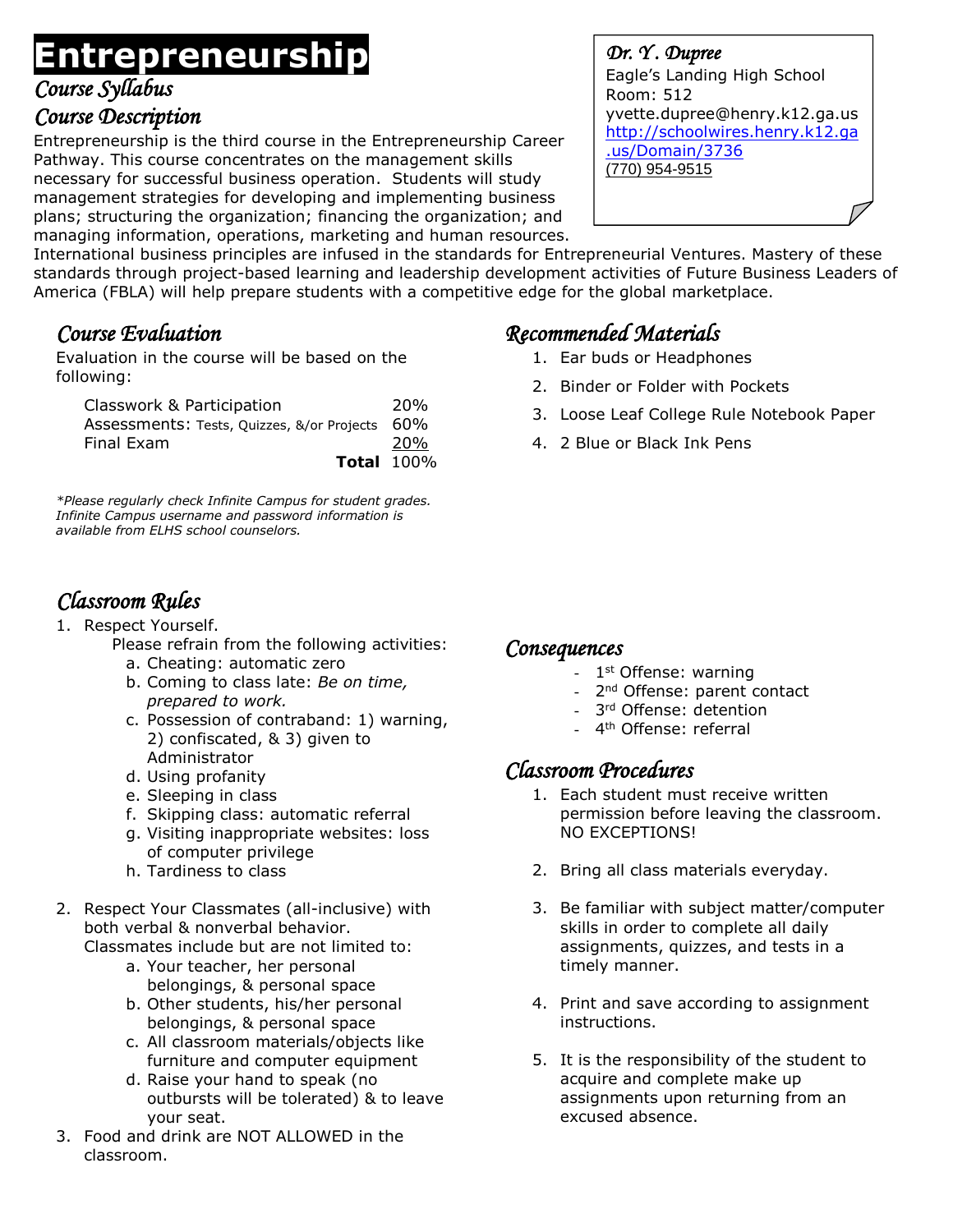# Entrepreneurship

*Dr. Y. Dupree*
Eagle's Landing High School
Room: 512
yvette.dupree@henry.k12.ga.us
http://schoolwires.henry.k12.ga.us/Domain/3736
(770) 954-9515

## Course Syllabus

## Course Description

Entrepreneurship is the third course in the Entrepreneurship Career Pathway. This course concentrates on the management skills necessary for successful business operation. Students will study management strategies for developing and implementing business plans; structuring the organization; financing the organization; and managing information, operations, marketing and human resources. International business principles are infused in the standards for Entrepreneurial Ventures. Mastery of these standards through project-based learning and leadership development activities of Future Business Leaders of America (FBLA) will help prepare students with a competitive edge for the global marketplace.

## Course Evaluation

Evaluation in the course will be based on the following:

| | |
|---|---|
| Classwork & Participation | 20% |
| Assessments: Tests, Quizzes, &/or Projects | 60% |
| Final Exam | 20% |
| **Total** | 100% |

*\*Please regularly check Infinite Campus for student grades. Infinite Campus username and password information is available from ELHS school counselors.*

## Recommended Materials

1. Ear buds or Headphones
2. Binder or Folder with Pockets
3. Loose Leaf College Rule Notebook Paper
4. 2 Blue or Black Ink Pens

## Classroom Rules

1. Respect Yourself.
   Please refrain from the following activities:
   a. Cheating: automatic zero
   b. Coming to class late: *Be on time, prepared to work.*
   c. Possession of contraband: 1) warning, 2) confiscated, & 3) given to Administrator
   d. Using profanity
   e. Sleeping in class
   f. Skipping class: automatic referral
   g. Visiting inappropriate websites: loss of computer privilege
   h. Tardiness to class
2. Respect Your Classmates (all-inclusive) with both verbal & nonverbal behavior.
   Classmates include but are not limited to:
   a. Your teacher, her personal belongings, & personal space
   b. Other students, his/her personal belongings, & personal space
   c. All classroom materials/objects like furniture and computer equipment
   d. Raise your hand to speak (no outbursts will be tolerated) & to leave your seat.
3. Food and drink are NOT ALLOWED in the classroom.

## Consequences

- 1st Offense: warning
- 2nd Offense: parent contact
- 3rd Offense: detention
- 4th Offense: referral

## Classroom Procedures

1. Each student must receive written permission before leaving the classroom. NO EXCEPTIONS!
2. Bring all class materials everyday.
3. Be familiar with subject matter/computer skills in order to complete all daily assignments, quizzes, and tests in a timely manner.
4. Print and save according to assignment instructions.
5. It is the responsibility of the student to acquire and complete make up assignments upon returning from an excused absence.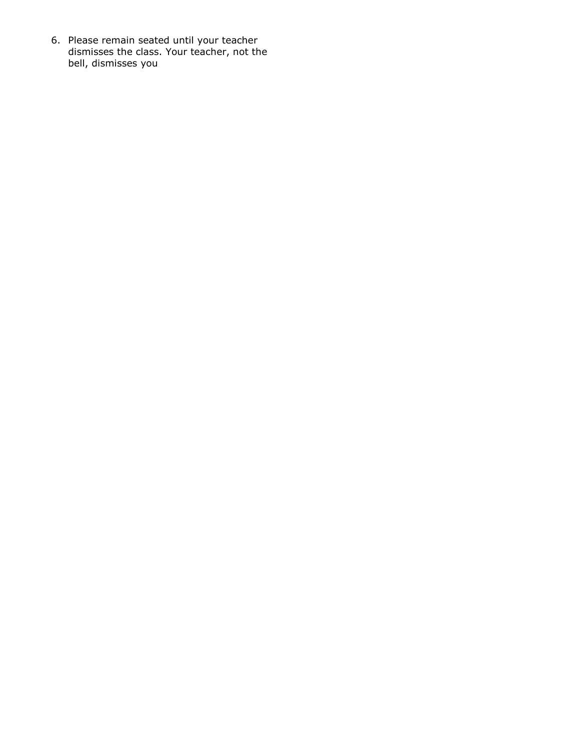6. Please remain seated until your teacher dismisses the class. Your teacher, not the bell, dismisses you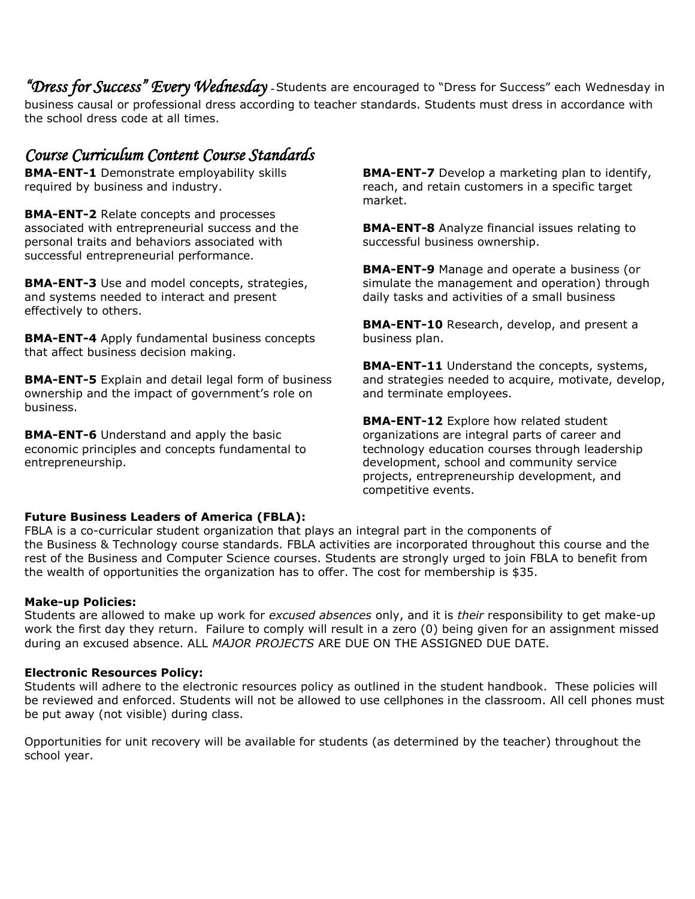*"Dress for Success" Every Wednesday* - Students are encouraged to "Dress for Success" each Wednesday in business causal or professional dress according to teacher standards. Students must dress in accordance with the school dress code at all times.

## *Course Curriculum Content Course Standards*

**BMA-ENT-1** Demonstrate employability skills required by business and industry.

**BMA-ENT-2** Relate concepts and processes associated with entrepreneurial success and the personal traits and behaviors associated with successful entrepreneurial performance.

**BMA-ENT-3** Use and model concepts, strategies, and systems needed to interact and present effectively to others.

**BMA-ENT-4** Apply fundamental business concepts that affect business decision making.

**BMA-ENT-5** Explain and detail legal form of business ownership and the impact of government's role on business.

**BMA-ENT-6** Understand and apply the basic economic principles and concepts fundamental to entrepreneurship.

**BMA-ENT-7** Develop a marketing plan to identify, reach, and retain customers in a specific target market.

**BMA-ENT-8** Analyze financial issues relating to successful business ownership.

**BMA-ENT-9** Manage and operate a business (or simulate the management and operation) through daily tasks and activities of a small business

**BMA-ENT-10** Research, develop, and present a business plan.

**BMA-ENT-11** Understand the concepts, systems, and strategies needed to acquire, motivate, develop, and terminate employees.

**BMA-ENT-12** Explore how related student organizations are integral parts of career and technology education courses through leadership development, school and community service projects, entrepreneurship development, and competitive events.

**Future Business Leaders of America (FBLA):**
FBLA is a co-curricular student organization that plays an integral part in the components of the Business & Technology course standards. FBLA activities are incorporated throughout this course and the rest of the Business and Computer Science courses. Students are strongly urged to join FBLA to benefit from the wealth of opportunities the organization has to offer. The cost for membership is $35.

**Make-up Policies:**
Students are allowed to make up work for *excused absences* only, and it is *their* responsibility to get make-up work the first day they return. Failure to comply will result in a zero (0) being given for an assignment missed during an excused absence. ALL *MAJOR PROJECTS* ARE DUE ON THE ASSIGNED DUE DATE.

**Electronic Resources Policy:**
Students will adhere to the electronic resources policy as outlined in the student handbook. These policies will be reviewed and enforced. Students will not be allowed to use cellphones in the classroom. All cell phones must be put away (not visible) during class.

Opportunities for unit recovery will be available for students (as determined by the teacher) throughout the school year.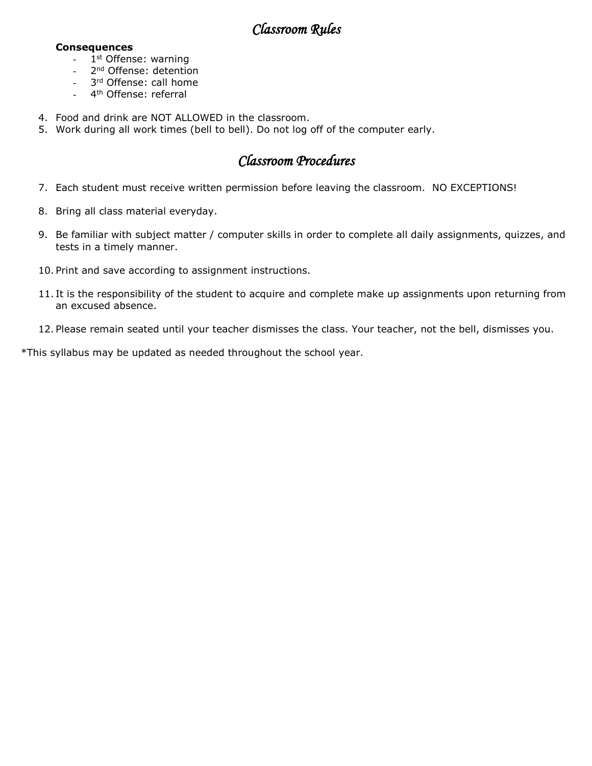# *Classroom Rules*

**Consequences**

- 1st Offense: warning
- 2nd Offense: detention
- 3rd Offense: call home
- 4th Offense: referral

4. Food and drink are NOT ALLOWED in the classroom.
5. Work during all work times (bell to bell). Do not log off of the computer early.

# *Classroom Procedures*

7. Each student must receive written permission before leaving the classroom. NO EXCEPTIONS!

8. Bring all class material everyday.

9. Be familiar with subject matter / computer skills in order to complete all daily assignments, quizzes, and tests in a timely manner.

10. Print and save according to assignment instructions.

11. It is the responsibility of the student to acquire and complete make up assignments upon returning from an excused absence.

12. Please remain seated until your teacher dismisses the class. Your teacher, not the bell, dismisses you.

*This syllabus may be updated as needed throughout the school year.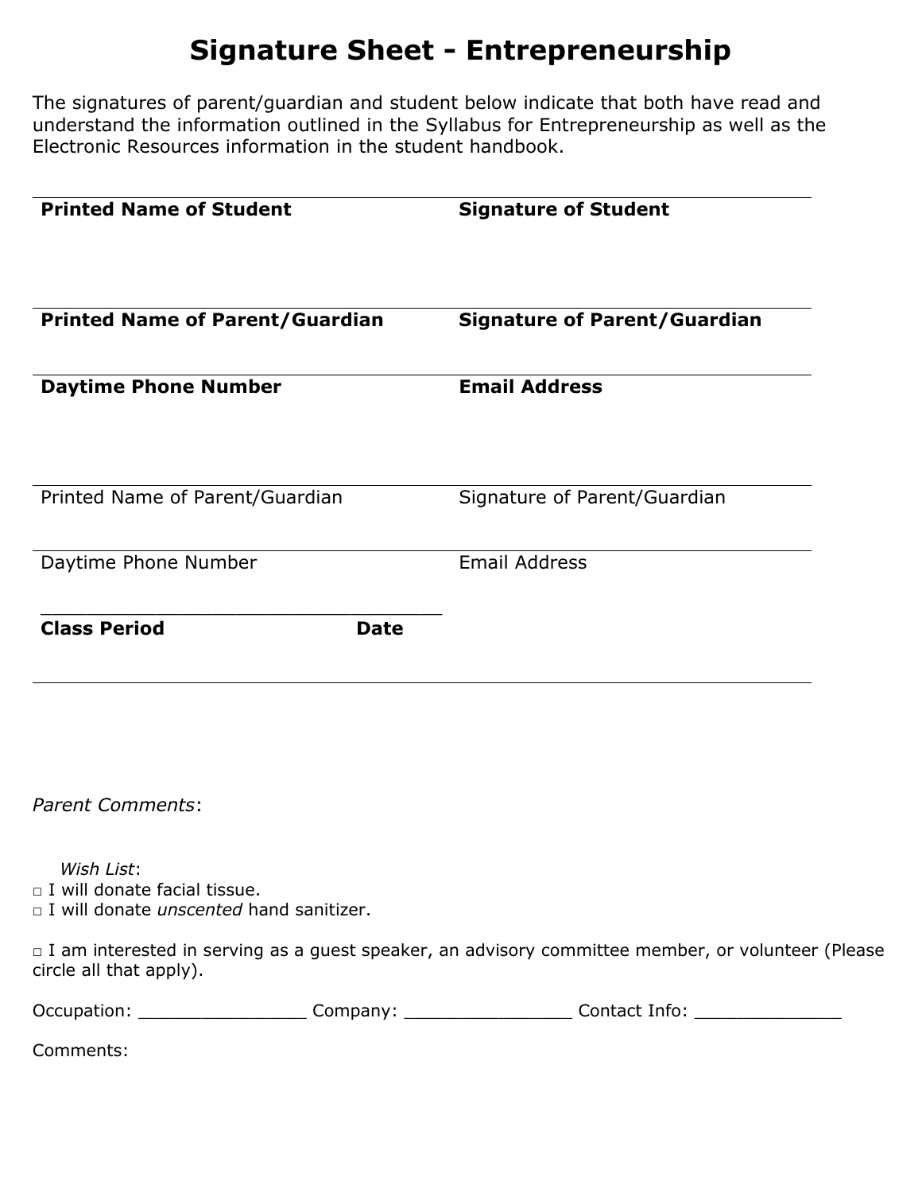# Signature Sheet - Entrepreneurship

The signatures of parent/guardian and student below indicate that both have read and understand the information outlined in the Syllabus for Entrepreneurship as well as the Electronic Resources information in the student handbook.

---

**Printed Name of Student** | **Signature of Student**

---

**Printed Name of Parent/Guardian** | **Signature of Parent/Guardian**

---

**Daytime Phone Number** | **Email Address**

---

Printed Name of Parent/Guardian | Signature of Parent/Guardian

---

Daytime Phone Number | Email Address

___________________________________

**Class Period** **Date**

---

*Parent Comments*:

*Wish List*:

□ I will donate facial tissue.

□ I will donate *unscented* hand sanitizer.

□ I am interested in serving as a guest speaker, an advisory committee member, or volunteer (Please circle all that apply).

Occupation: ________________ Company: ________________ Contact Info: ______________

Comments: